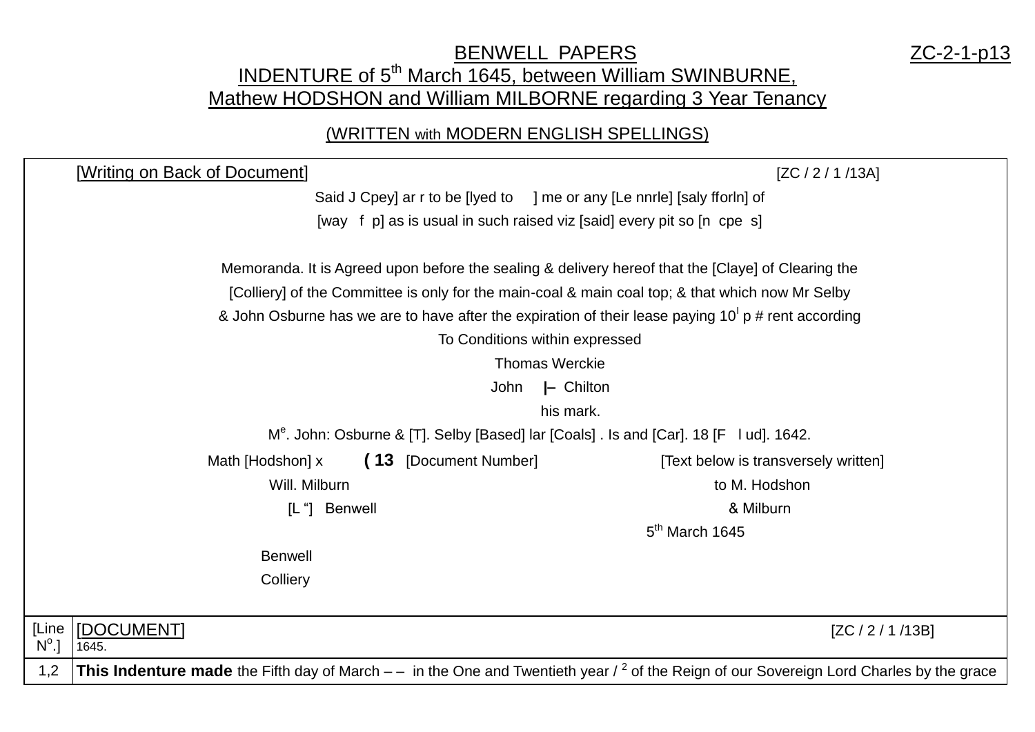# BENWELL PAPERS

ZC-2-1-p13

## INDENTURE of 5th March 1645, between William SWINBURNE, Mathew HODSHON and William MILBORNE regarding 3 Year Tenancy

(WRITTEN with MODERN ENGLISH SPELLINGS)

| | |
|---|---|
| | [Writing on Back of Document] [ZC / 2 / 1 /13A]<br>Said J Cpey] ar r to be [lyed to ] me or any [Le nnrle] [saly fforln] of<br>[way f p] as is usual in such raised viz [said] every pit so [n cpe s]<br><br>Memoranda. It is Agreed upon before the sealing & delivery hereof that the [Claye] of Clearing the<br>[Colliery] of the Committee is only for the main-coal & main coal top; & that which now Mr Selby<br>& John Osburne has we are to have after the expiration of their lease paying 10l p # rent according<br>To Conditions within expressed<br>Thomas Werckie<br>John \|– Chilton<br>his mark.<br>Me. John: Osburne & [T]. Selby [Based] lar [Coals] . Is and [Car]. 18 [F l ud]. 1642.<br>Math [Hodshon] x **( 13** [Document Number] [Text below is transversely written]<br>Will. Milburn to M. Hodshon<br>[L "] Benwell & Milburn<br>5th March 1645<br>Benwell<br>Colliery |
| [Line No.] | [DOCUMENT] [ZC / 2 / 1 /13B]<br>1645. |
| 1,2 | **This Indenture made** the Fifth day of March – – in the One and Twentieth year / 2 of the Reign of our Sovereign Lord Charles by the grace |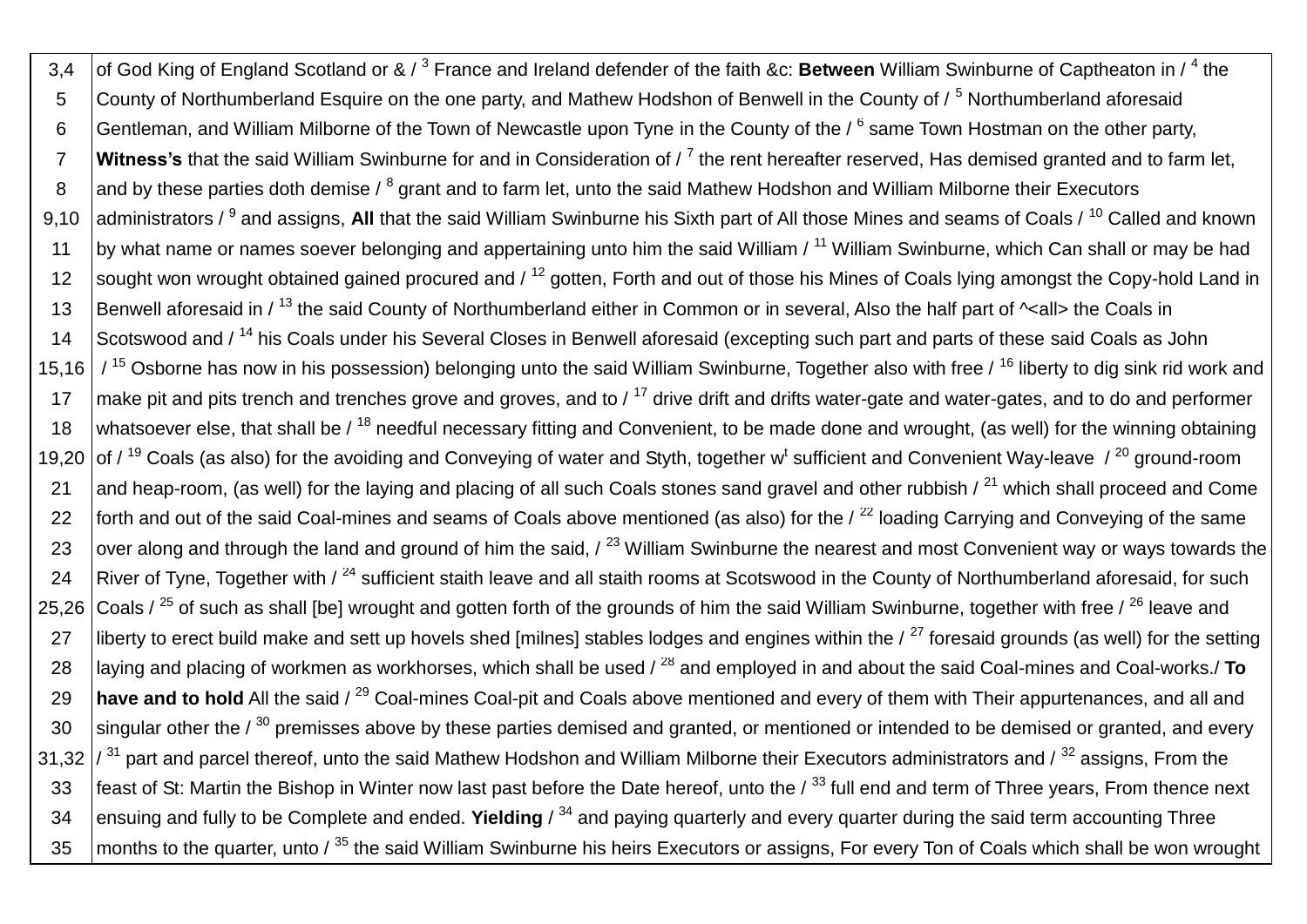| | |
|---|---|
| 3,4 | of God King of England Scotland or & / [3] France and Ireland defender of the faith &c: **Between** William Swinburne of Captheaton in / [4] the |
| 5 | County of Northumberland Esquire on the one party, and Mathew Hodshon of Benwell in the County of / [5] Northumberland aforesaid |
| 6 | Gentleman, and William Milborne of the Town of Newcastle upon Tyne in the County of the / [6] same Town Hostman on the other party, |
| 7 | **Witness's** that the said William Swinburne for and in Consideration of / [7] the rent hereafter reserved, Has demised granted and to farm let, |
| 8 | and by these parties doth demise / [8] grant and to farm let, unto the said Mathew Hodshon and William Milborne their Executors |
| 9,10 | administrators / [9] and assigns, **All** that the said William Swinburne his Sixth part of All those Mines and seams of Coals / [10] Called and known |
| 11 | by what name or names soever belonging and appertaining unto him the said William / [11] William Swinburne, which Can shall or may be had |
| 12 | sought won wrought obtained gained procured and / [12] gotten, Forth and out of those his Mines of Coals lying amongst the Copy-hold Land in |
| 13 | Benwell aforesaid in / [13] the said County of Northumberland either in Common or in several, Also the half part of ^<all> the Coals in |
| 14 | Scotswood and / [14] his Coals under his Several Closes in Benwell aforesaid (excepting such part and parts of these said Coals as John |
| 15,16 | / [15] Osborne has now in his possession) belonging unto the said William Swinburne, Together also with free / [16] liberty to dig sink rid work and |
| 17 | make pit and pits trench and trenches grove and groves, and to / [17] drive drift and drifts water-gate and water-gates, and to do and performer |
| 18 | whatsoever else, that shall be / [18] needful necessary fitting and Convenient, to be made done and wrought, (as well) for the winning obtaining |
| 19,20 | of / [19] Coals (as also) for the avoiding and Conveying of water and Styth, together w[t] sufficient and Convenient Way-leave / [20] ground-room |
| 21 | and heap-room, (as well) for the laying and placing of all such Coals stones sand gravel and other rubbish / [21] which shall proceed and Come |
| 22 | forth and out of the said Coal-mines and seams of Coals above mentioned (as also) for the / [22] loading Carrying and Conveying of the same |
| 23 | over along and through the land and ground of him the said, / [23] William Swinburne the nearest and most Convenient way or ways towards the |
| 24 | River of Tyne, Together with / [24] sufficient staith leave and all staith rooms at Scotswood in the County of Northumberland aforesaid, for such |
| 25,26 | Coals / [25] of such as shall [be] wrought and gotten forth of the grounds of him the said William Swinburne, together with free / [26] leave and |
| 27 | liberty to erect build make and sett up hovels shed [milnes] stables lodges and engines within the / [27] foresaid grounds (as well) for the setting |
| 28 | laying and placing of workmen as workhorses, which shall be used / [28] and employed in and about the said Coal-mines and Coal-works./ **To** |
| 29 | **have and to hold** All the said / [29] Coal-mines Coal-pit and Coals above mentioned and every of them with Their appurtenances, and all and |
| 30 | singular other the / [30] premisses above by these parties demised and granted, or mentioned or intended to be demised or granted, and every |
| 31,32 | / [31] part and parcel thereof, unto the said Mathew Hodshon and William Milborne their Executors administrators and / [32] assigns, From the |
| 33 | feast of St: Martin the Bishop in Winter now last past before the Date hereof, unto the / [33] full end and term of Three years, From thence next |
| 34 | ensuing and fully to be Complete and ended. **Yielding** / [34] and paying quarterly and every quarter during the said term accounting Three |
| 35 | months to the quarter, unto / [35] the said William Swinburne his heirs Executors or assigns, For every Ton of Coals which shall be won wrought |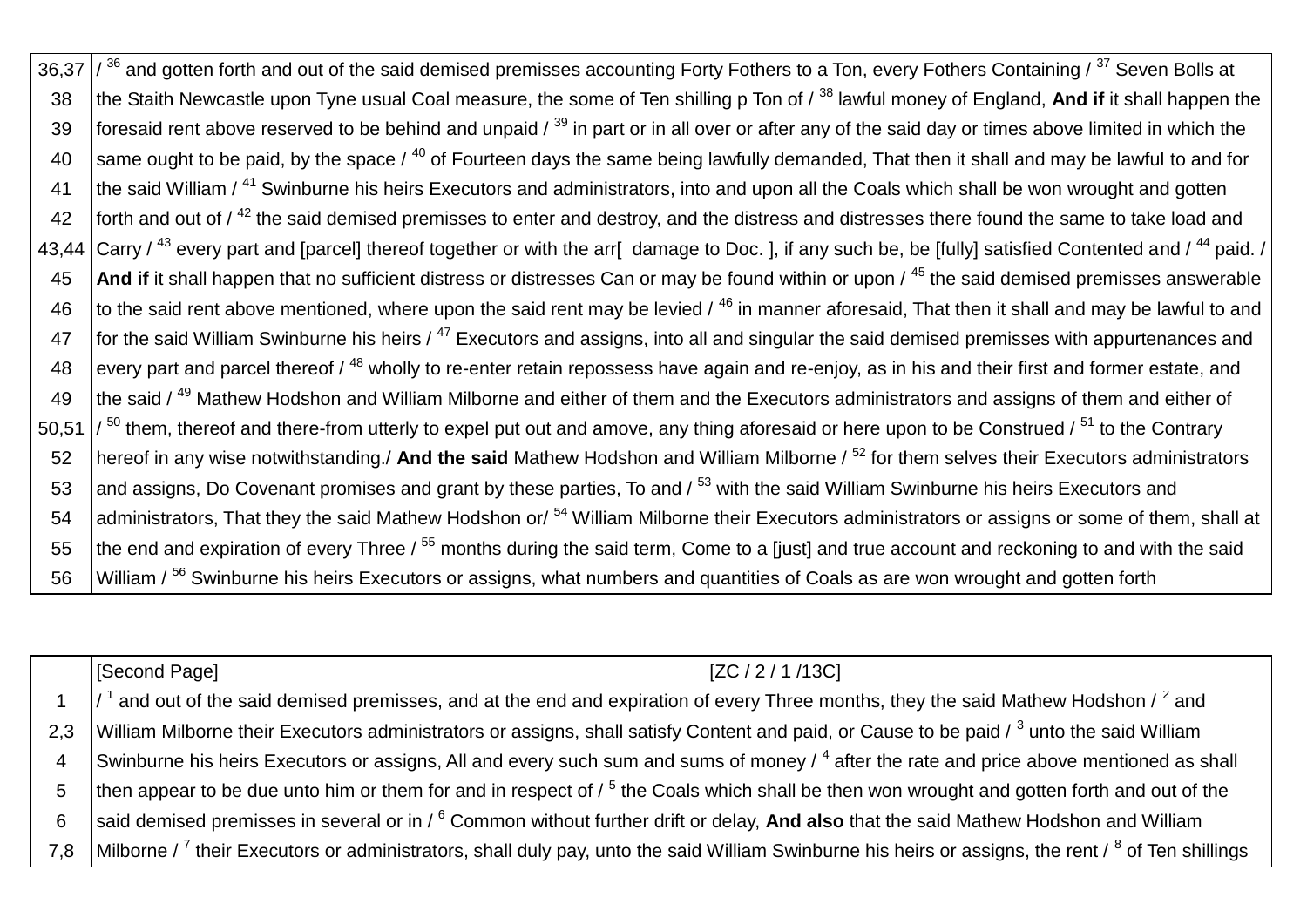| | |
|---|---|
| 36,37 | / [36] and gotten forth and out of the said demised premisses accounting Forty Fothers to a Ton, every Fothers Containing / [37] Seven Bolls at |
| 38 | the Staith Newcastle upon Tyne usual Coal measure, the some of Ten shilling p Ton of / [38] lawful money of England, **And if** it shall happen the |
| 39 | foresaid rent above reserved to be behind and unpaid / [39] in part or in all over or after any of the said day or times above limited in which the |
| 40 | same ought to be paid, by the space / [40] of Fourteen days the same being lawfully demanded, That then it shall and may be lawful to and for |
| 41 | the said William / [41] Swinburne his heirs Executors and administrators, into and upon all the Coals which shall be won wrought and gotten |
| 42 | forth and out of / [42] the said demised premisses to enter and destroy, and the distress and distresses there found the same to take load and |
| 43,44 | Carry / [43] every part and [parcel] thereof together or with the arr[ damage to Doc. ], if any such be, be [fully] satisfied Contented and / [44] paid. / |
| 45 | **And if** it shall happen that no sufficient distress or distresses Can or may be found within or upon / [45] the said demised premisses answerable |
| 46 | to the said rent above mentioned, where upon the said rent may be levied / [46] in manner aforesaid, That then it shall and may be lawful to and |
| 47 | for the said William Swinburne his heirs / [47] Executors and assigns, into all and singular the said demised premisses with appurtenances and |
| 48 | every part and parcel thereof / [48] wholly to re-enter retain repossess have again and re-enjoy, as in his and their first and former estate, and |
| 49 | the said / [49] Mathew Hodshon and William Milborne and either of them and the Executors administrators and assigns of them and either of |
| 50,51 | / [50] them, thereof and there-from utterly to expel put out and amove, any thing aforesaid or here upon to be Construed / [51] to the Contrary |
| 52 | hereof in any wise notwithstanding./ **And the said** Mathew Hodshon and William Milborne / [52] for them selves their Executors administrators |
| 53 | and assigns, Do Covenant promises and grant by these parties, To and / [53] with the said William Swinburne his heirs Executors and |
| 54 | administrators, That they the said Mathew Hodshon or/ [54] William Milborne their Executors administrators or assigns or some of them, shall at |
| 55 | the end and expiration of every Three / [55] months during the said term, Come to a [just] and true account and reckoning to and with the said |
| 56 | William / [56] Swinburne his heirs Executors or assigns, what numbers and quantities of Coals as are won wrought and gotten forth |

| | |
|---|---|
| | [Second Page] [ZC / 2 / 1 /13C] |
| 1 | / [1] and out of the said demised premisses, and at the end and expiration of every Three months, they the said Mathew Hodshon / [2] and |
| 2,3 | William Milborne their Executors administrators or assigns, shall satisfy Content and paid, or Cause to be paid / [3] unto the said William |
| 4 | Swinburne his heirs Executors or assigns, All and every such sum and sums of money / [4] after the rate and price above mentioned as shall |
| 5 | then appear to be due unto him or them for and in respect of / [5] the Coals which shall be then won wrought and gotten forth and out of the |
| 6 | said demised premisses in several or in / [6] Common without further drift or delay, **And also** that the said Mathew Hodshon and William |
| 7,8 | Milborne / [7] their Executors or administrators, shall duly pay, unto the said William Swinburne his heirs or assigns, the rent / [8] of Ten shillings |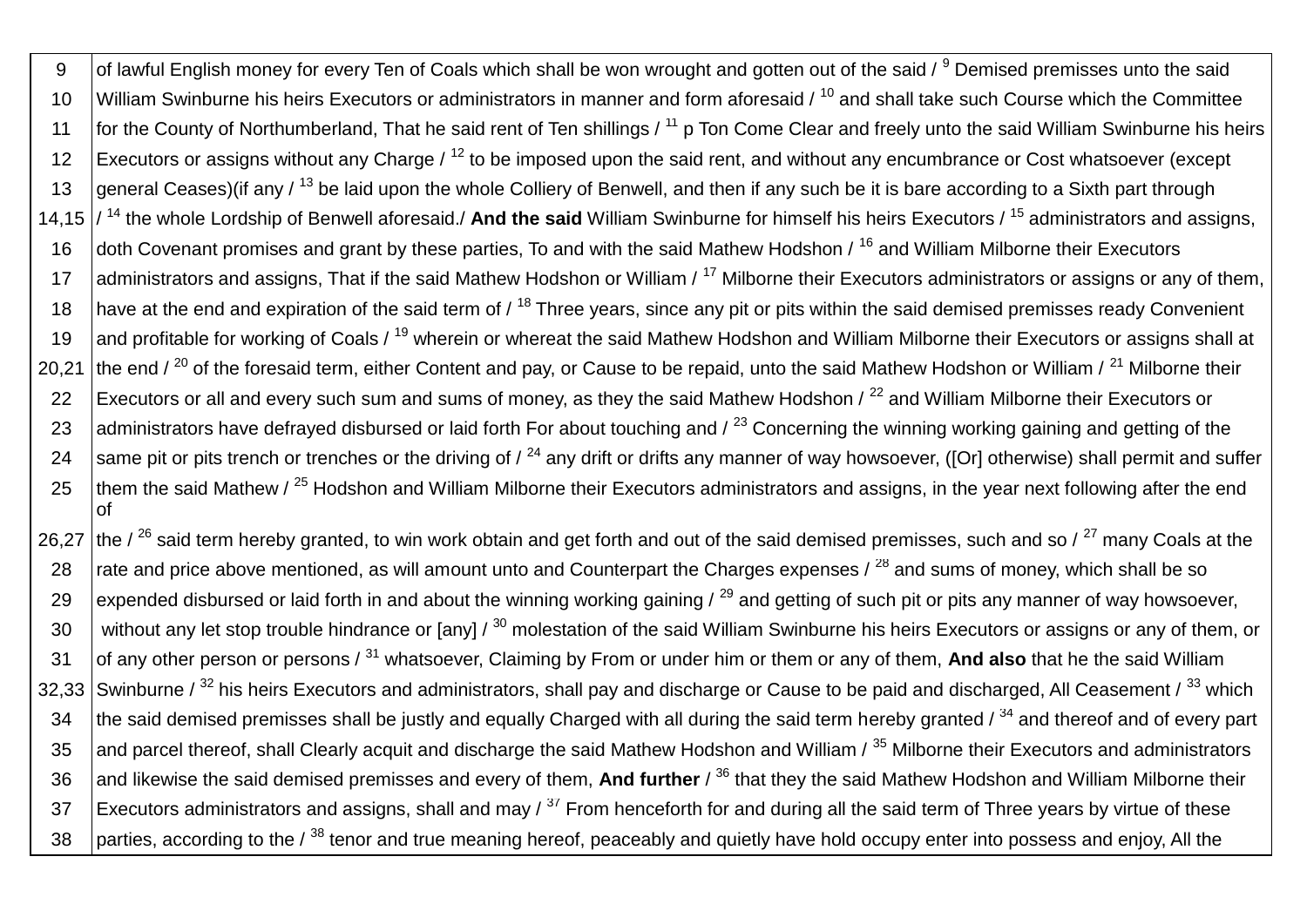| | |
|---|---|
| 9 | of lawful English money for every Ten of Coals which shall be won wrought and gotten out of the said / [9] Demised premisses unto the said |
| 10 | William Swinburne his heirs Executors or administrators in manner and form aforesaid / [10] and shall take such Course which the Committee |
| 11 | for the County of Northumberland, That he said rent of Ten shillings / [11] p Ton Come Clear and freely unto the said William Swinburne his heirs |
| 12 | Executors or assigns without any Charge / [12] to be imposed upon the said rent, and without any encumbrance or Cost whatsoever (except |
| 13 | general Ceases)(if any / [13] be laid upon the whole Colliery of Benwell, and then if any such be it is bare according to a Sixth part through |
| 14,15 | / [14] the whole Lordship of Benwell aforesaid./ **And the said** William Swinburne for himself his heirs Executors / [15] administrators and assigns, |
| 16 | doth Covenant promises and grant by these parties, To and with the said Mathew Hodshon / [16] and William Milborne their Executors |
| 17 | administrators and assigns, That if the said Mathew Hodshon or William / [17] Milborne their Executors administrators or assigns or any of them, |
| 18 | have at the end and expiration of the said term of / [18] Three years, since any pit or pits within the said demised premisses ready Convenient |
| 19 | and profitable for working of Coals / [19] wherein or whereat the said Mathew Hodshon and William Milborne their Executors or assigns shall at |
| 20,21 | the end / [20] of the foresaid term, either Content and pay, or Cause to be repaid, unto the said Mathew Hodshon or William / [21] Milborne their |
| 22 | Executors or all and every such sum and sums of money, as they the said Mathew Hodshon / [22] and William Milborne their Executors or |
| 23 | administrators have defrayed disbursed or laid forth For about touching and / [23] Concerning the winning working gaining and getting of the |
| 24 | same pit or pits trench or trenches or the driving of / [24] any drift or drifts any manner of way howsoever, ([Or] otherwise) shall permit and suffer |
| 25 | them the said Mathew / [25] Hodshon and William Milborne their Executors administrators and assigns, in the year next following after the end of |
| 26,27 | the / [26] said term hereby granted, to win work obtain and get forth and out of the said demised premisses, such and so / [27] many Coals at the |
| 28 | rate and price above mentioned, as will amount unto and Counterpart the Charges expenses / [28] and sums of money, which shall be so |
| 29 | expended disbursed or laid forth in and about the winning working gaining / [29] and getting of such pit or pits any manner of way howsoever, |
| 30 | without any let stop trouble hindrance or [any] / [30] molestation of the said William Swinburne his heirs Executors or assigns or any of them, or |
| 31 | of any other person or persons / [31] whatsoever, Claiming by From or under him or them or any of them, **And also** that he the said William |
| 32,33 | Swinburne / [32] his heirs Executors and administrators, shall pay and discharge or Cause to be paid and discharged, All Ceasement / [33] which |
| 34 | the said demised premisses shall be justly and equally Charged with all during the said term hereby granted / [34] and thereof and of every part |
| 35 | and parcel thereof, shall Clearly acquit and discharge the said Mathew Hodshon and William / [35] Milborne their Executors and administrators |
| 36 | and likewise the said demised premisses and every of them, **And further** / [36] that they the said Mathew Hodshon and William Milborne their |
| 37 | Executors administrators and assigns, shall and may / [37] From henceforth for and during all the said term of Three years by virtue of these |
| 38 | parties, according to the / [38] tenor and true meaning hereof, peaceably and quietly have hold occupy enter into possess and enjoy, All the |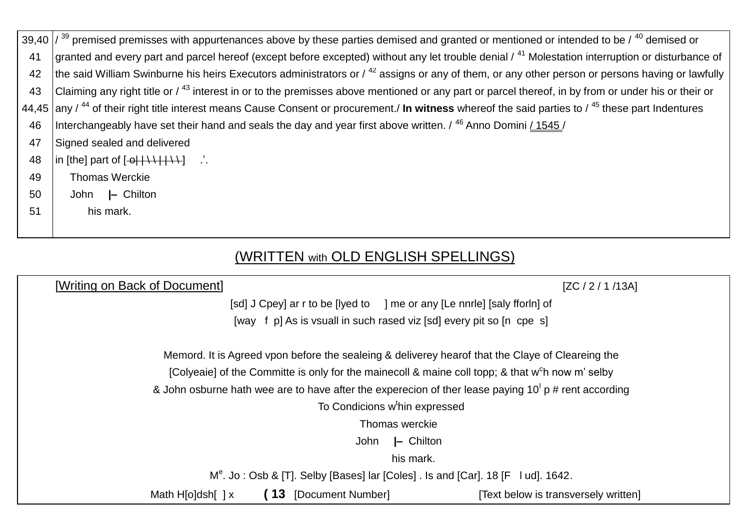| | |
|---|---|
| 39,40 | / [39] premised premisses with appurtenances above by these parties demised and granted or mentioned or intended to be / [40] demised or |
| 41 | granted and every part and parcel hereof (except before excepted) without any let trouble denial / [41] Molestation interruption or disturbance of |
| 42 | the said William Swinburne his heirs Executors administrators or / [42] assigns or any of them, or any other person or persons having or lawfully |
| 43 | Claiming any right title or / [43] interest in or to the premisses above mentioned or any part or parcel thereof, in by from or under his or their or |
| 44,45 | any / [44] of their right title interest means Cause Consent or procurement./ **In witness** whereof the said parties to / [45] these part Indentures |
| 46 | Interchangeably have set their hand and seals the day and year first above written. / [46] Anno Domini / 1545 / |
| 47 | Signed sealed and delivered |
| 48 | in [the] part of [ ~~o\|\|\\\\\|\|\\\\~~ ] .’. |
| 49 | Thomas Werckie |
| 50 | John \|– Chilton |
| 51 | his mark. |

## (WRITTEN with OLD ENGLISH SPELLINGS)

[Writing on Back of Document] [ZC / 2 / 1 /13A]

[sd] J Cpey] ar r to be [lyed to ] me or any [Le nnrle] [saly fforln] of

[way f p] As is vsuall in such rased viz [sd] every pit so [n cpe s]

Memord. It is Agreed vpon before the sealeing & deliverey hearof that the Claye of Cleareing the

[Colyeaie] of the Committe is only for the mainecoll & maine coll topp; & that w^c^h now m’ selby

& John osburne hath wee are to have after the experecion of ther lease paying 10^l^ p # rent according

To Condicions w^t^hin expressed

Thomas werckie

John |– Chilton

his mark.

M^e^. Jo : Osb & [T]. Selby [Bases] lar [Coles] . Is and [Car]. 18 [F l ud]. 1642.

Math H[o]dsh[ ] x **( 13** [Document Number] [Text below is transversely written]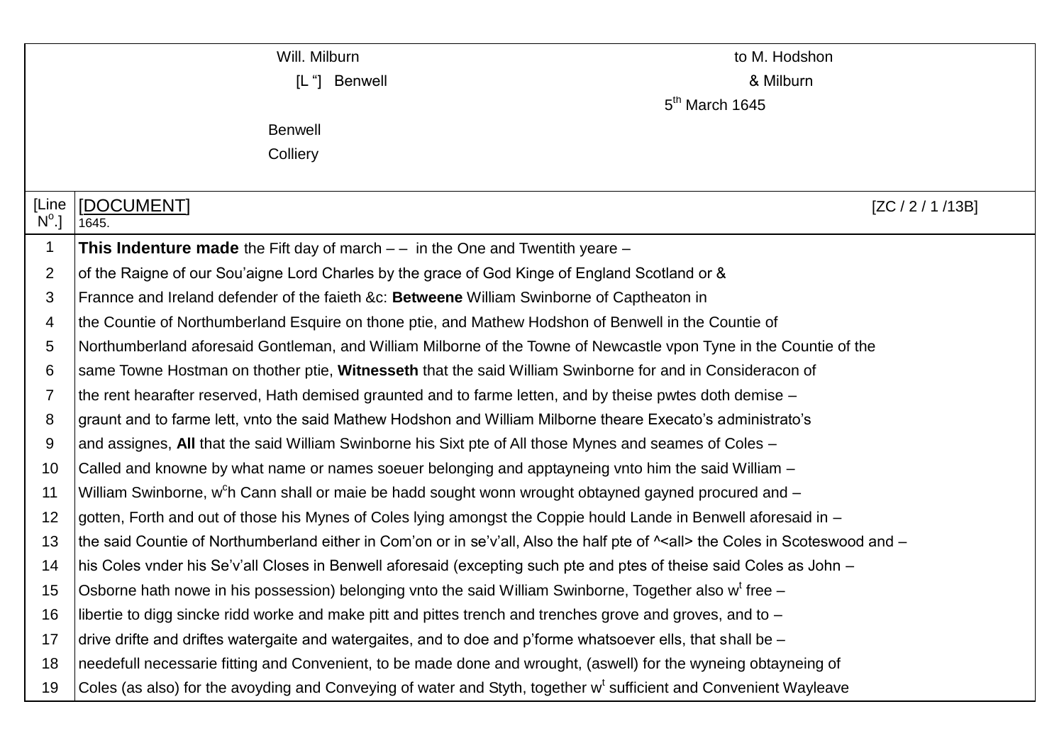| | Will. Milburn | to M. Hodshon |
|---|---|---|
| | [L "] Benwell | & Milburn |
| | | 5th March 1645 |
| | Benwell | |
| | Colliery | |

| [Line N°.] | [DOCUMENT] 1645. [ZC / 2 / 1 /13B] |
|---|---|
| 1 | **This Indenture made** the Fift day of march – – in the One and Twentith yeare – |
| 2 | of the Raigne of our Sou'aigne Lord Charles by the grace of God Kinge of England Scotland or & |
| 3 | Frannce and Ireland defender of the faieth &c: **Betweene** William Swinborne of Captheaton in |
| 4 | the Countie of Northumberland Esquire on thone ptie, and Mathew Hodshon of Benwell in the Countie of |
| 5 | Northumberland aforesaid Gontleman, and William Milborne of the Towne of Newcastle vpon Tyne in the Countie of the |
| 6 | same Towne Hostman on thother ptie, **Witnesseth** that the said William Swinborne for and in Consideracon of |
| 7 | the rent hearafter reserved, Hath demised graunted and to farme letten, and by theise pwtes doth demise – |
| 8 | graunt and to farme lett, vnto the said Mathew Hodshon and William Milborne theare Executo's administrato's |
| 9 | and assignes, **All** that the said William Swinborne his Sixt pte of All those Mynes and seames of Coles – |
| 10 | Called and knowne by what name or names soeuer belonging and apptayneing vnto him the said William – |
| 11 | William Swinborne, w^ch Cann shall or maie be hadd sought wonn wrought obtayned gayned procured and – |
| 12 | gotten, Forth and out of those his Mynes of Coles lying amongst the Coppie hould Lande in Benwell aforesaid in – |
| 13 | the said Countie of Northumberland either in Com'on or in se'v'all, Also the half pte of ^<all> the Coles in Scoteswood and – |
| 14 | his Coles vnder his Se'v'all Closes in Benwell aforesaid (excepting such pte and ptes of theise said Coles as John – |
| 15 | Osborne hath nowe in his possession) belonging vnto the said William Swinborne, Together also w^t free – |
| 16 | libertie to digg sincke ridd worke and make pitt and pittes trench and trenches grove and groves, and to – |
| 17 | drive drifte and driftes watergaite and watergaites, and to doe and p'forme whatsoever ells, that shall be – |
| 18 | needefull necessarie fitting and Convenient, to be made done and wrought, (aswell) for the wyneing obtayneing of |
| 19 | Coles (as also) for the avoyding and Conveying of water and Styth, together w^t sufficient and Convenient Wayleave |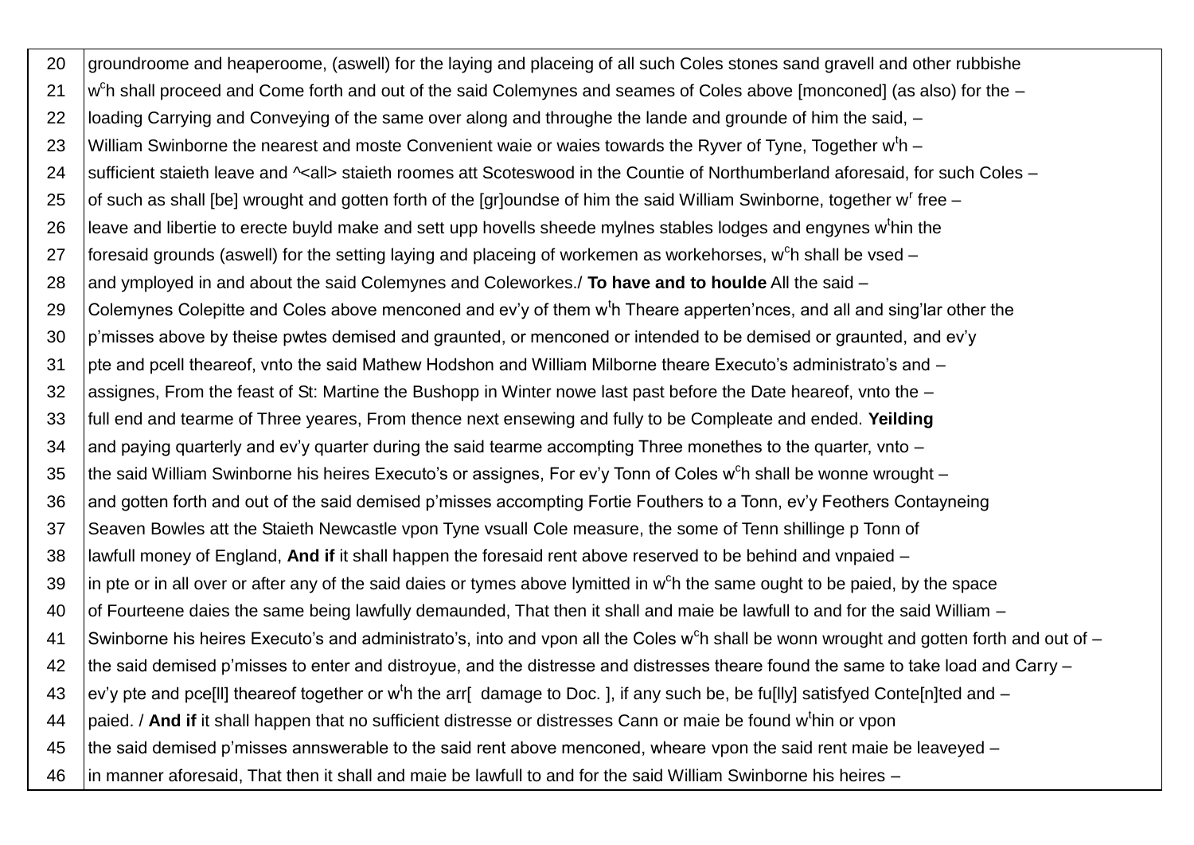| | |
|---|---|
| 20 | groundroome and heaperoome, (aswell) for the laying and placeing of all such Coles stones sand gravell and other rubbishe |
| 21 | w$^{c}$h shall proceed and Come forth and out of the said Colemynes and seames of Coles above [monconed] (as also) for the – |
| 22 | loading Carrying and Conveying of the same over along and throughe the lande and grounde of him the said, – |
| 23 | William Swinborne the nearest and moste Convenient waie or waies towards the Ryver of Tyne, Together w$^{t}$h – |
| 24 | sufficient staieth leave and ^<all> staieth roomes att Scoteswood in the Countie of Northumberland aforesaid, for such Coles – |
| 25 | of such as shall [be] wrought and gotten forth of the [gr]oundse of him the said William Swinborne, together w$^{r}$ free – |
| 26 | leave and libertie to erecte buyld make and sett upp hovells sheede mylnes stables lodges and engynes w$^{t}$hin the |
| 27 | foresaid grounds (aswell) for the setting laying and placeing of workemen as workehorses, w$^{c}$h shall be vsed – |
| 28 | and ymployed in and about the said Colemynes and Coleworkes./ **To have and to houlde** All the said – |
| 29 | Colemynes Colepitte and Coles above menconed and ev'y of them w$^{t}$h Theare apperten'nces, and all and sing'lar other the |
| 30 | p'misses above by theise pwtes demised and graunted, or menconed or intended to be demised or graunted, and ev'y |
| 31 | pte and pcell theareof, vnto the said Mathew Hodshon and William Milborne theare Executo's administrato's and – |
| 32 | assignes, From the feast of St: Martine the Bushopp in Winter nowe last past before the Date heareof, vnto the – |
| 33 | full end and tearme of Three yeares, From thence next ensewing and fully to be Compleate and ended. **Yeilding** |
| 34 | and paying quarterly and ev'y quarter during the said tearme accompting Three monethes to the quarter, vnto – |
| 35 | the said William Swinborne his heires Executo's or assignes, For ev'y Tonn of Coles w$^{c}$h shall be wonne wrought – |
| 36 | and gotten forth and out of the said demised p'misses accompting Fortie Fouthers to a Tonn, ev'y Feothers Contayneing |
| 37 | Seaven Bowles att the Staieth Newcastle vpon Tyne vsuall Cole measure, the some of Tenn shillinge p Tonn of |
| 38 | lawfull money of England, **And if** it shall happen the foresaid rent above reserved to be behind and vnpaied – |
| 39 | in pte or in all over or after any of the said daies or tymes above lymitted in w$^{c}$h the same ought to be paied, by the space |
| 40 | of Fourteene daies the same being lawfully demaunded, That then it shall and maie be lawfull to and for the said William – |
| 41 | Swinborne his heires Executo's and administrato's, into and vpon all the Coles w$^{c}$h shall be wonn wrought and gotten forth and out of – |
| 42 | the said demised p'misses to enter and distroyue, and the distresse and distresses theare found the same to take load and Carry – |
| 43 | ev'y pte and pce[ll] theareof together or w$^{t}$h the arr[  damage to Doc. ], if any such be, be fu[lly] satisfyed Conte[n]ted and – |
| 44 | paied. / **And if** it shall happen that no sufficient distresse or distresses Cann or maie be found w$^{t}$hin or vpon |
| 45 | the said demised p'misses annswerable to the said rent above menconed, wheare vpon the said rent maie be leaveyed – |
| 46 | in manner aforesaid, That then it shall and maie be lawfull to and for the said William Swinborne his heires – |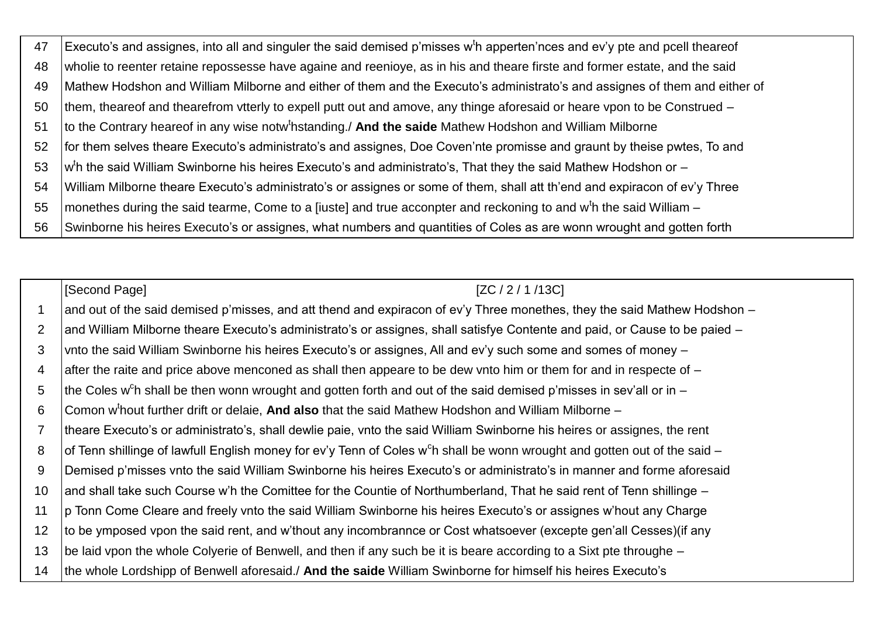| | |
|---|---|
| 47 | Executo's and assignes, into all and singuler the said demised p'misses w^t^h apperten'nces and ev'y pte and pcell theareof |
| 48 | wholie to reenter retaine repossesse have againe and reenioye, as in his and theare firste and former estate, and the said |
| 49 | Mathew Hodshon and William Milborne and either of them and the Executo's administrato's and assignes of them and either of |
| 50 | them, theareof and thearefrom vtterly to expell putt out and amove, any thinge aforesaid or heare vpon to be Construed – |
| 51 | to the Contrary heareof in any wise notw^t^hstanding./ **And the saide** Mathew Hodshon and William Milborne |
| 52 | for them selves theare Executo's administrato's and assignes, Doe Coven'nte promisse and graunt by theise pwtes, To and |
| 53 | w^t^h the said William Swinborne his heires Executo's and administrato's, That they the said Mathew Hodshon or – |
| 54 | William Milborne theare Executo's administrato's or assignes or some of them, shall att th'end and expiracon of ev'y Three |
| 55 | monethes during the said tearme, Come to a [iuste] and true acconpter and reckoning to and w^t^h the said William – |
| 56 | Swinborne his heires Executo's or assignes, what numbers and quantities of Coles as are wonn wrought and gotten forth |

| | [Second Page] [ZC / 2 / 1 /13C] |
|---|---|
| 1 | and out of the said demised p'misses, and att thend and expiracon of ev'y Three monethes, they the said Mathew Hodshon – |
| 2 | and William Milborne theare Executo's administrato's or assignes, shall satisfye Contente and paid, or Cause to be paied – |
| 3 | vnto the said William Swinborne his heires Executo's or assignes, All and ev'y such some and somes of money – |
| 4 | after the raite and price above menconed as shall then appeare to be dew vnto him or them for and in respecte of – |
| 5 | the Coles w^c^h shall be then wonn wrought and gotten forth and out of the said demised p'misses in sev'all or in – |
| 6 | Comon w^t^hout further drift or delaie, **And also** that the said Mathew Hodshon and William Milborne – |
| 7 | theare Executo's or administrato's, shall dewlie paie, vnto the said William Swinborne his heires or assignes, the rent |
| 8 | of Tenn shillinge of lawfull English money for ev'y Tenn of Coles w^c^h shall be wonn wrought and gotten out of the said – |
| 9 | Demised p'misses vnto the said William Swinborne his heires Executo's or administrato's in manner and forme aforesaid |
| 10 | and shall take such Course w'h the Comittee for the Countie of Northumberland, That he said rent of Tenn shillinge – |
| 11 | p Tonn Come Cleare and freely vnto the said William Swinborne his heires Executo's or assignes w'hout any Charge |
| 12 | to be ymposed vpon the said rent, and w'thout any incombrannce or Cost whatsoever (excepte gen'all Cesses)(if any |
| 13 | be laid vpon the whole Colyerie of Benwell, and then if any such be it is beare according to a Sixt pte throughe – |
| 14 | the whole Lordshipp of Benwell aforesaid./ **And the saide** William Swinborne for himself his heires Executo's |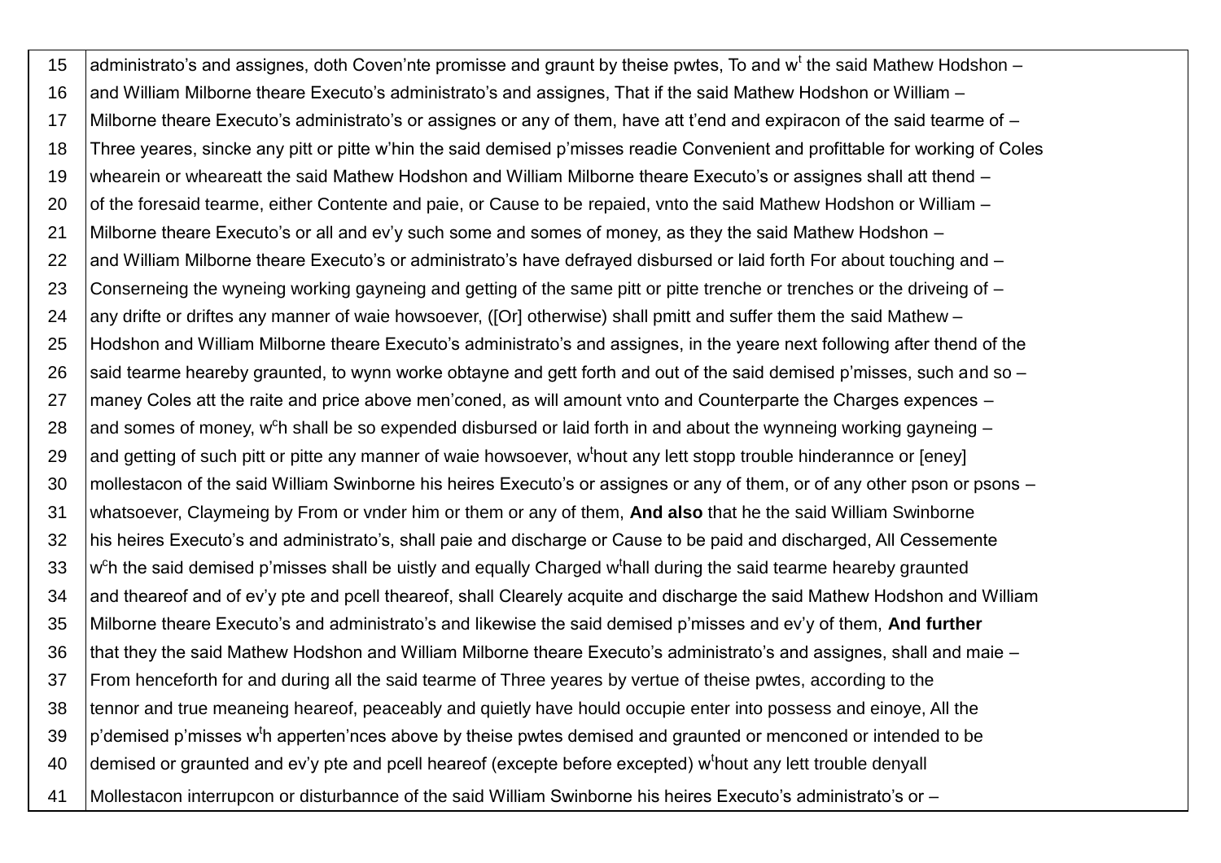| | |
|---|---|
| 15 | administrato's and assignes, doth Coven'nte promisse and graunt by theise pwtes, To and w[t] the said Mathew Hodshon – |
| 16 | and William Milborne theare Executo's administrato's and assignes, That if the said Mathew Hodshon or William – |
| 17 | Milborne theare Executo's administrato's or assignes or any of them, have att t'end and expiracon of the said tearme of – |
| 18 | Three yeares, sincke any pitt or pitte w'hin the said demised p'misses readie Convenient and profittable for working of Coles |
| 19 | whearein or wheareatt the said Mathew Hodshon and William Milborne theare Executo's or assignes shall att thend – |
| 20 | of the foresaid tearme, either Contente and paie, or Cause to be repaied, vnto the said Mathew Hodshon or William – |
| 21 | Milborne theare Executo's or all and ev'y such some and somes of money, as they the said Mathew Hodshon – |
| 22 | and William Milborne theare Executo's or administrato's have defrayed disbursed or laid forth For about touching and – |
| 23 | Conserneing the wyneing working gayneing and getting of the same pitt or pitte trenche or trenches or the driveing of – |
| 24 | any drifte or driftes any manner of waie howsoever, ([Or] otherwise) shall pmitt and suffer them the said Mathew – |
| 25 | Hodshon and William Milborne theare Executo's administrato's and assignes, in the yeare next following after thend of the |
| 26 | said tearme heareby graunted, to wynn worke obtayne and gett forth and out of the said demised p'misses, such and so – |
| 27 | maney Coles att the raite and price above men'coned, as will amount vnto and Counterparte the Charges expences – |
| 28 | and somes of money, w[c]h shall be so expended disbursed or laid forth in and about the wynneing working gayneing – |
| 29 | and getting of such pitt or pitte any manner of waie howsoever, w[t]hout any lett stopp trouble hinderannce or [eney] |
| 30 | mollestacon of the said William Swinborne his heires Executo's or assignes or any of them, or of any other pson or psons – |
| 31 | whatsoever, Claymeing by From or vnder him or them or any of them, **And also** that he the said William Swinborne |
| 32 | his heires Executo's and administrato's, shall paie and discharge or Cause to be paid and discharged, All Cessemente |
| 33 | w[c]h the said demised p'misses shall be uistly and equally Charged w[t]hall during the said tearme heareby graunted |
| 34 | and theareof and of ev'y pte and pcell theareof, shall Clearely acquite and discharge the said Mathew Hodshon and William |
| 35 | Milborne theare Executo's and administrato's and likewise the said demised p'misses and ev'y of them, **And further** |
| 36 | that they the said Mathew Hodshon and William Milborne theare Executo's administrato's and assignes, shall and maie – |
| 37 | From henceforth for and during all the said tearme of Three yeares by vertue of theise pwtes, according to the |
| 38 | tennor and true meaneing heareof, peaceably and quietly have hould occupie enter into possess and einoye, All the |
| 39 | p'demised p'misses w[t]h apperten'nces above by theise pwtes demised and graunted or menconed or intended to be |
| 40 | demised or graunted and ev'y pte and pcell heareof (excepte before excepted) w[t]hout any lett trouble denyall |
| 41 | Mollestacon interrupcon or disturbannce of the said William Swinborne his heires Executo's administrato's or – |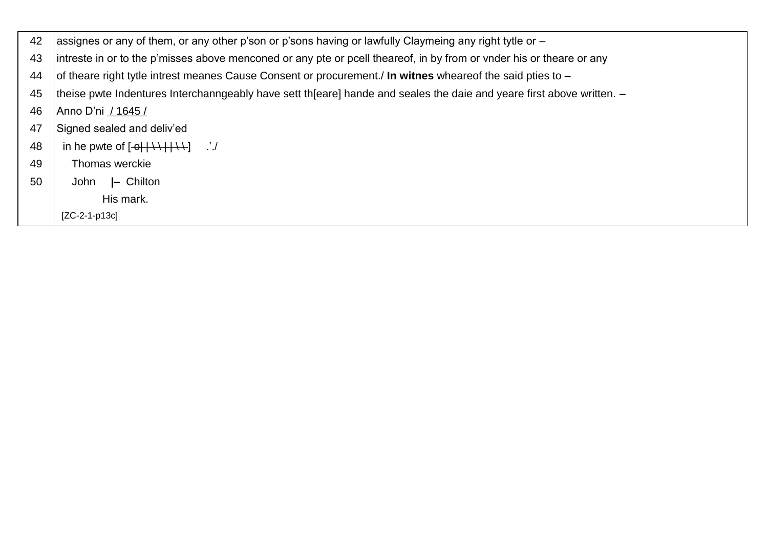| | |
|---|---|
| 42 | assignes or any of them, or any other p'son or p'sons having or lawfully Claymeing any right tytle or – |
| 43 | intreste in or to the p'misses above menconed or any pte or pcell theareof, in by from or vnder his or theare or any |
| 44 | of theare right tytle intrest meanes Cause Consent or procurement./ **In witnes** wheareof the said pties to – |
| 45 | theise pwte Indentures Interchanngeably have sett th[eare] hande and seales the daie and yeare first above written. – |
| 46 | Anno D'ni / 1645 / |
| 47 | Signed sealed and deliv'ed |
| 48 | in he pwte of [~~o\|\|\\\\\|\|\\\\~~] .'./ |
| 49 | Thomas werckie |
| 50 | John **\|–** Chilton |
| | His mark. |
| | [ZC-2-1-p13c] |